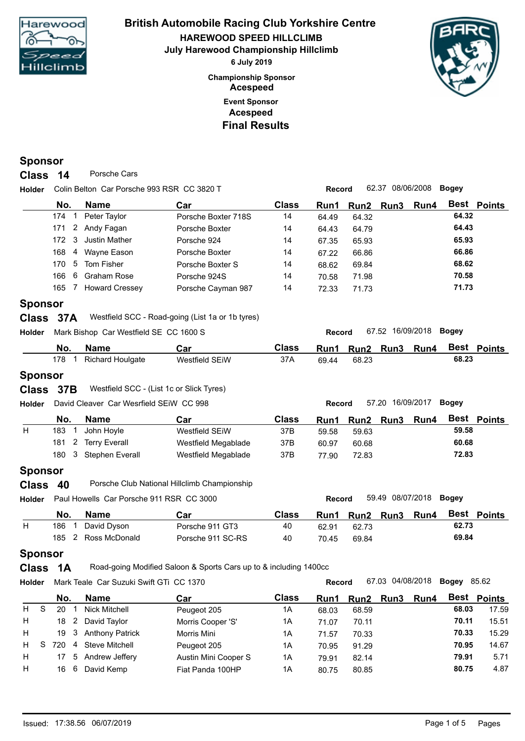# British Automobile Racing Club Yorkshire Centre

## HAREWOOD SPEED HILLCLIMB

### July Harewood Championship Hillclimb

**6 July 2019**

**Championship Sponsor**
**Acespeed**

**Event Sponsor**
**Acespeed**

## Final Results

### Sponsor

### Class 14 — Porsche Cars

**Holder** Colin Belton Car Porsche 993 RSR CC 3820 T — **Record** 62.37 08/06/2008 **Bogey**

| | | No. | | Name | Car | Class | Run1 | Run2 | Run3 | Run4 | Best | Points |
|---|---|---|---|---|---|---|---|---|---|---|---|---|
| | | 174 | 1 | Peter Taylor | Porsche Boxter 718S | 14 | 64.49 | 64.32 | | | **64.32** | |
| | | 171 | 2 | Andy Fagan | Porsche Boxter | 14 | 64.43 | 64.79 | | | **64.43** | |
| | | 172 | 3 | Justin Mather | Porsche 924 | 14 | 67.35 | 65.93 | | | **65.93** | |
| | | 168 | 4 | Wayne Eason | Porsche Boxter | 14 | 67.22 | 66.86 | | | **66.86** | |
| | | 170 | 5 | Tom Fisher | Porsche Boxter S | 14 | 68.62 | 69.84 | | | **68.62** | |
| | | 166 | 6 | Graham Rose | Porsche 924S | 14 | 70.58 | 71.98 | | | **70.58** | |
| | | 165 | 7 | Howard Cressey | Porsche Cayman 987 | 14 | 72.33 | 71.73 | | | **71.73** | |

### Sponsor

### Class 37A — Westfield SCC - Road-going (List 1a or 1b tyres)

**Holder** Mark Bishop Car Westfield SE CC 1600 S — **Record** 67.52 16/09/2018 **Bogey**

| | | No. | | Name | Car | Class | Run1 | Run2 | Run3 | Run4 | Best | Points |
|---|---|---|---|---|---|---|---|---|---|---|---|---|
| | | 178 | 1 | Richard Houlgate | Westfield SEiW | 37A | 69.44 | 68.23 | | | **68.23** | |

### Sponsor

### Class 37B — Westfield SCC - (List 1c or Slick Tyres)

**Holder** David Cleaver Car Wesrfield SEiW CC 998 — **Record** 57.20 16/09/2017 **Bogey**

| | | No. | | Name | Car | Class | Run1 | Run2 | Run3 | Run4 | Best | Points |
|---|---|---|---|---|---|---|---|---|---|---|---|---|
| H | | 183 | 1 | John Hoyle | Westfield SEiW | 37B | 59.58 | 59.63 | | | **59.58** | |
| | | 181 | 2 | Terry Everall | Westfield Megablade | 37B | 60.97 | 60.68 | | | **60.68** | |
| | | 180 | 3 | Stephen Everall | Westfield Megablade | 37B | 77.90 | 72.83 | | | **72.83** | |

### Sponsor

### Class 40 — Porsche Club National Hillclimb Championship

**Holder** Paul Howells Car Porsche 911 RSR CC 3000 — **Record** 59.49 08/07/2018 **Bogey**

| | | No. | | Name | Car | Class | Run1 | Run2 | Run3 | Run4 | Best | Points |
|---|---|---|---|---|---|---|---|---|---|---|---|---|
| H | | 186 | 1 | David Dyson | Porsche 911 GT3 | 40 | 62.91 | 62.73 | | | **62.73** | |
| | | 185 | 2 | Ross McDonald | Porsche 911 SC-RS | 40 | 70.45 | 69.84 | | | **69.84** | |

### Sponsor

### Class 1A — Road-going Modified Saloon & Sports Cars up to & including 1400cc

**Holder** Mark Teale Car Suzuki Swift GTi CC 1370 — **Record** 67.03 04/08/2018 **Bogey** 85.62

| | | No. | | Name | Car | Class | Run1 | Run2 | Run3 | Run4 | Best | Points |
|---|---|---|---|---|---|---|---|---|---|---|---|---|
| H | S | 20 | 1 | Nick Mitchell | Peugeot 205 | 1A | 68.03 | 68.59 | | | **68.03** | 17.59 |
| H | | 18 | 2 | David Taylor | Morris Cooper 'S' | 1A | 71.07 | 70.11 | | | **70.11** | 15.51 |
| H | | 19 | 3 | Anthony Patrick | Morris Mini | 1A | 71.57 | 70.33 | | | **70.33** | 15.29 |
| H | S | 720 | 4 | Steve Mitchell | Peugeot 205 | 1A | 70.95 | 91.29 | | | **70.95** | 14.67 |
| H | | 17 | 5 | Andrew Jeffery | Austin Mini Cooper S | 1A | 79.91 | 82.14 | | | **79.91** | 5.71 |
| H | | 16 | 6 | David Kemp | Fiat Panda 100HP | 1A | 80.75 | 80.85 | | | **80.75** | 4.87 |

Issued: 17:38.56 06/07/2019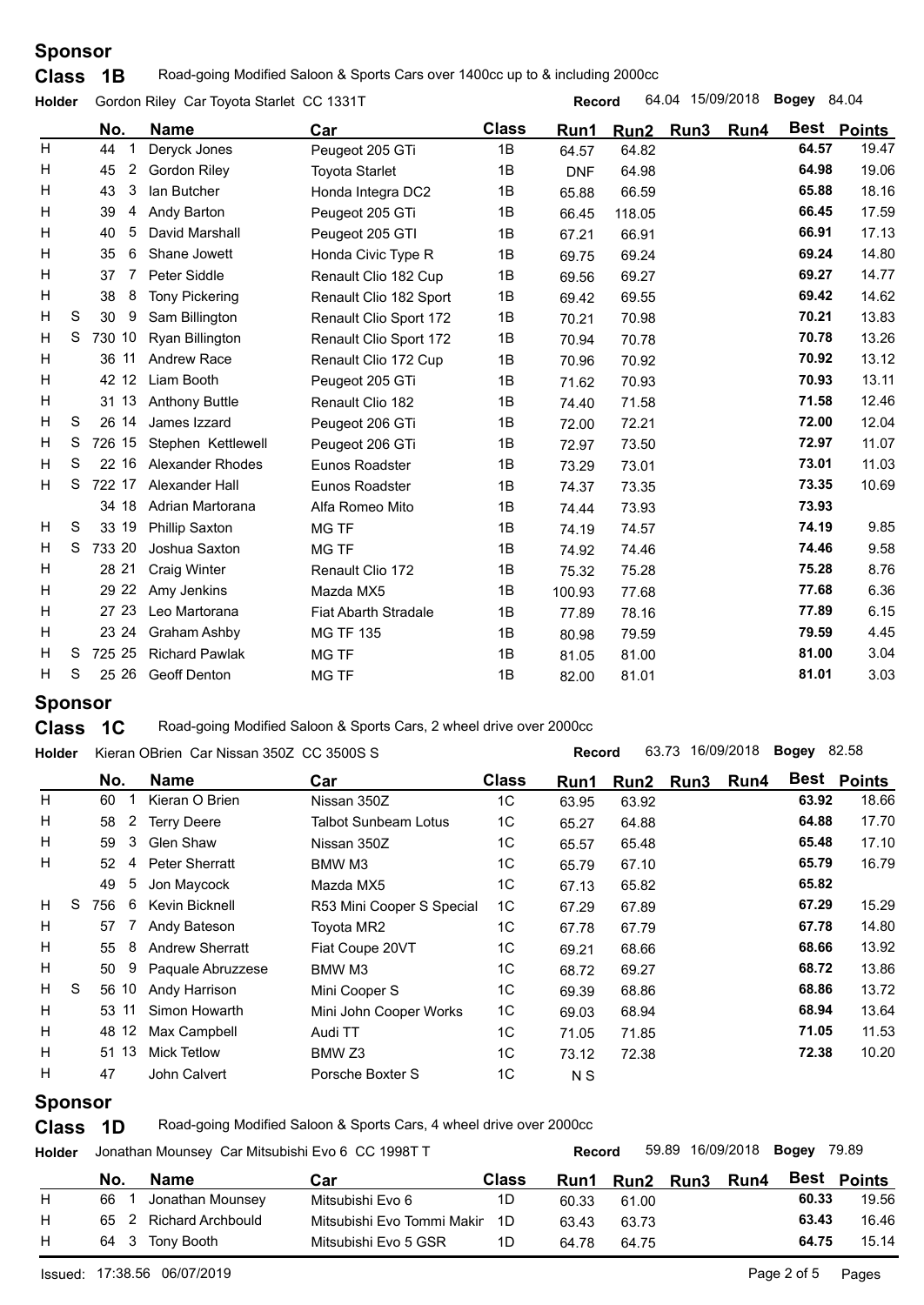## Sponsor

### Class 1B

Road-going Modified Saloon & Sports Cars over 1400cc up to & including 2000cc

**Holder** Gordon Riley Car Toyota Starlet CC 1331T **Record** 64.04 15/09/2018 **Bogey** 84.04

| | | No. | | Name | Car | Class | Run1 | Run2 | Run3 | Run4 | Best | Points |
|---|---|---|---|---|---|---|---|---|---|---|---|---|
| H | | 44 | 1 | Deryck Jones | Peugeot 205 GTi | 1B | 64.57 | 64.82 | | | 64.57 | 19.47 |
| H | | 45 | 2 | Gordon Riley | Toyota Starlet | 1B | DNF | 64.98 | | | 64.98 | 19.06 |
| H | | 43 | 3 | Ian Butcher | Honda Integra DC2 | 1B | 65.88 | 66.59 | | | 65.88 | 18.16 |
| H | | 39 | 4 | Andy Barton | Peugeot 205 GTi | 1B | 66.45 | 118.05 | | | 66.45 | 17.59 |
| H | | 40 | 5 | David Marshall | Peugeot 205 GTI | 1B | 67.21 | 66.91 | | | 66.91 | 17.13 |
| H | | 35 | 6 | Shane Jowett | Honda Civic Type R | 1B | 69.75 | 69.24 | | | 69.24 | 14.80 |
| H | | 37 | 7 | Peter Siddle | Renault Clio 182 Cup | 1B | 69.56 | 69.27 | | | 69.27 | 14.77 |
| H | | 38 | 8 | Tony Pickering | Renault Clio 182 Sport | 1B | 69.42 | 69.55 | | | 69.42 | 14.62 |
| H | S | 30 | 9 | Sam Billington | Renault Clio Sport 172 | 1B | 70.21 | 70.98 | | | 70.21 | 13.83 |
| H | S | 730 | 10 | Ryan Billington | Renault Clio Sport 172 | 1B | 70.94 | 70.78 | | | 70.78 | 13.26 |
| H | | 36 | 11 | Andrew Race | Renault Clio 172 Cup | 1B | 70.96 | 70.92 | | | 70.92 | 13.12 |
| H | | 42 | 12 | Liam Booth | Peugeot 205 GTi | 1B | 71.62 | 70.93 | | | 70.93 | 13.11 |
| H | | 31 | 13 | Anthony Buttle | Renault Clio 182 | 1B | 74.40 | 71.58 | | | 71.58 | 12.46 |
| H | S | 26 | 14 | James Izzard | Peugeot 206 GTi | 1B | 72.00 | 72.21 | | | 72.00 | 12.04 |
| H | S | 726 | 15 | Stephen Kettlewell | Peugeot 206 GTi | 1B | 72.97 | 73.50 | | | 72.97 | 11.07 |
| H | S | 22 | 16 | Alexander Rhodes | Eunos Roadster | 1B | 73.29 | 73.01 | | | 73.01 | 11.03 |
| H | S | 722 | 17 | Alexander Hall | Eunos Roadster | 1B | 74.37 | 73.35 | | | 73.35 | 10.69 |
| | | 34 | 18 | Adrian Martorana | Alfa Romeo Mito | 1B | 74.44 | 73.93 | | | 73.93 | |
| H | S | 33 | 19 | Phillip Saxton | MG TF | 1B | 74.19 | 74.57 | | | 74.19 | 9.85 |
| H | S | 733 | 20 | Joshua Saxton | MG TF | 1B | 74.92 | 74.46 | | | 74.46 | 9.58 |
| H | | 28 | 21 | Craig Winter | Renault Clio 172 | 1B | 75.32 | 75.28 | | | 75.28 | 8.76 |
| H | | 29 | 22 | Amy Jenkins | Mazda MX5 | 1B | 100.93 | 77.68 | | | 77.68 | 6.36 |
| H | | 27 | 23 | Leo Martorana | Fiat Abarth Stradale | 1B | 77.89 | 78.16 | | | 77.89 | 6.15 |
| H | | 23 | 24 | Graham Ashby | MG TF 135 | 1B | 80.98 | 79.59 | | | 79.59 | 4.45 |
| H | S | 725 | 25 | Richard Pawlak | MG TF | 1B | 81.05 | 81.00 | | | 81.00 | 3.04 |
| H | S | 25 | 26 | Geoff Denton | MG TF | 1B | 82.00 | 81.01 | | | 81.01 | 3.03 |

## Sponsor

### Class 1C

Road-going Modified Saloon & Sports Cars, 2 wheel drive over 2000cc

**Holder** Kieran OBrien Car Nissan 350Z CC 3500S S **Record** 63.73 16/09/2018 **Bogey** 82.58

| | | No. | | Name | Car | Class | Run1 | Run2 | Run3 | Run4 | Best | Points |
|---|---|---|---|---|---|---|---|---|---|---|---|---|
| H | | 60 | 1 | Kieran O Brien | Nissan 350Z | 1C | 63.95 | 63.92 | | | 63.92 | 18.66 |
| H | | 58 | 2 | Terry Deere | Talbot Sunbeam Lotus | 1C | 65.27 | 64.88 | | | 64.88 | 17.70 |
| H | | 59 | 3 | Glen Shaw | Nissan 350Z | 1C | 65.57 | 65.48 | | | 65.48 | 17.10 |
| H | | 52 | 4 | Peter Sherratt | BMW M3 | 1C | 65.79 | 67.10 | | | 65.79 | 16.79 |
| | | 49 | 5 | Jon Maycock | Mazda MX5 | 1C | 67.13 | 65.82 | | | 65.82 | |
| H | S | 756 | 6 | Kevin Bicknell | R53 Mini Cooper S Special | 1C | 67.29 | 67.89 | | | 67.29 | 15.29 |
| H | | 57 | 7 | Andy Bateson | Toyota MR2 | 1C | 67.78 | 67.79 | | | 67.78 | 14.80 |
| H | | 55 | 8 | Andrew Sherratt | Fiat Coupe 20VT | 1C | 69.21 | 68.66 | | | 68.66 | 13.92 |
| H | | 50 | 9 | Paquale Abruzzese | BMW M3 | 1C | 68.72 | 69.27 | | | 68.72 | 13.86 |
| H | S | 56 | 10 | Andy Harrison | Mini Cooper S | 1C | 69.39 | 68.86 | | | 68.86 | 13.72 |
| H | | 53 | 11 | Simon Howarth | Mini John Cooper Works | 1C | 69.03 | 68.94 | | | 68.94 | 13.64 |
| H | | 48 | 12 | Max Campbell | Audi TT | 1C | 71.05 | 71.85 | | | 71.05 | 11.53 |
| H | | 51 | 13 | Mick Tetlow | BMW Z3 | 1C | 73.12 | 72.38 | | | 72.38 | 10.20 |
| H | | 47 | | John Calvert | Porsche Boxter S | 1C | N S | | | | | |

## Sponsor

### Class 1D

Road-going Modified Saloon & Sports Cars, 4 wheel drive over 2000cc

**Holder** Jonathan Mounsey Car Mitsubishi Evo 6 CC 1998T T **Record** 59.89 16/09/2018 **Bogey** 79.89

| | | No. | | Name | Car | Class | Run1 | Run2 | Run3 | Run4 | Best | Points |
|---|---|---|---|---|---|---|---|---|---|---|---|---|
| H | | 66 | 1 | Jonathan Mounsey | Mitsubishi Evo 6 | 1D | 60.33 | 61.00 | | | 60.33 | 19.56 |
| H | | 65 | 2 | Richard Archbould | Mitsubishi Evo Tommi Makir | 1D | 63.43 | 63.73 | | | 63.43 | 16.46 |
| H | | 64 | 3 | Tony Booth | Mitsubishi Evo 5 GSR | 1D | 64.78 | 64.75 | | | 64.75 | 15.14 |

Issued: 17:38.56 06/07/2019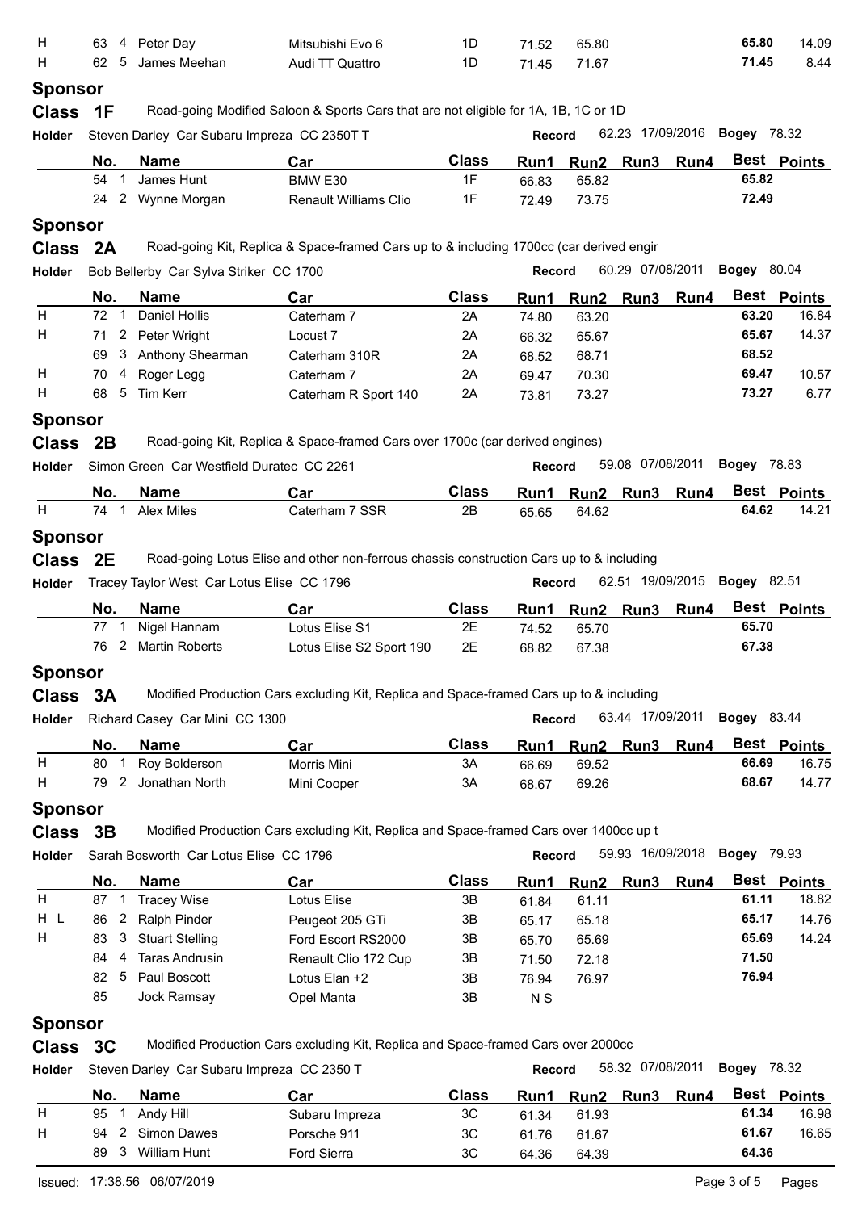| | No. | | Name | Car | Class | Run1 | Run2 | Run3 | Run4 | Best | Points |
|---|---|---|---|---|---|---|---|---|---|---|---|
| H | 63 | 4 | Peter Day | Mitsubishi Evo 6 | 1D | 71.52 | 65.80 | | | 65.80 | 14.09 |
| H | 62 | 5 | James Meehan | Audi TT Quattro | 1D | 71.45 | 71.67 | | | 71.45 | 8.44 |

**Sponsor**

**Class 1F** Road-going Modified Saloon & Sports Cars that are not eligible for 1A, 1B, 1C or 1D

**Holder** Steven Darley Car Subaru Impreza CC 2350T T **Record** 62.23 17/09/2016 **Bogey** 78.32

| | No. | | Name | Car | Class | Run1 | Run2 | Run3 | Run4 | Best | Points |
|---|---|---|---|---|---|---|---|---|---|---|---|
| | 54 | 1 | James Hunt | BMW E30 | 1F | 66.83 | 65.82 | | | 65.82 | |
| | 24 | 2 | Wynne Morgan | Renault Williams Clio | 1F | 72.49 | 73.75 | | | 72.49 | |

**Sponsor**

**Class 2A** Road-going Kit, Replica & Space-framed Cars up to & including 1700cc (car derived engir

**Holder** Bob Bellerby Car Sylva Striker CC 1700 **Record** 60.29 07/08/2011 **Bogey** 80.04

| | No. | | Name | Car | Class | Run1 | Run2 | Run3 | Run4 | Best | Points |
|---|---|---|---|---|---|---|---|---|---|---|---|
| H | 72 | 1 | Daniel Hollis | Caterham 7 | 2A | 74.80 | 63.20 | | | 63.20 | 16.84 |
| H | 71 | 2 | Peter Wright | Locust 7 | 2A | 66.32 | 65.67 | | | 65.67 | 14.37 |
| | 69 | 3 | Anthony Shearman | Caterham 310R | 2A | 68.52 | 68.71 | | | 68.52 | |
| H | 70 | 4 | Roger Legg | Caterham 7 | 2A | 69.47 | 70.30 | | | 69.47 | 10.57 |
| H | 68 | 5 | Tim Kerr | Caterham R Sport 140 | 2A | 73.81 | 73.27 | | | 73.27 | 6.77 |

**Sponsor**

**Class 2B** Road-going Kit, Replica & Space-framed Cars over 1700c (car derived engines)

**Holder** Simon Green Car Westfield Duratec CC 2261 **Record** 59.08 07/08/2011 **Bogey** 78.83

| | No. | | Name | Car | Class | Run1 | Run2 | Run3 | Run4 | Best | Points |
|---|---|---|---|---|---|---|---|---|---|---|---|
| H | 74 | 1 | Alex Miles | Caterham 7 SSR | 2B | 65.65 | 64.62 | | | 64.62 | 14.21 |

**Sponsor**

**Class 2E** Road-going Lotus Elise and other non-ferrous chassis construction Cars up to & including

**Holder** Tracey Taylor West Car Lotus Elise CC 1796 **Record** 62.51 19/09/2015 **Bogey** 82.51

| | No. | | Name | Car | Class | Run1 | Run2 | Run3 | Run4 | Best | Points |
|---|---|---|---|---|---|---|---|---|---|---|---|
| | 77 | 1 | Nigel Hannam | Lotus Elise S1 | 2E | 74.52 | 65.70 | | | 65.70 | |
| | 76 | 2 | Martin Roberts | Lotus Elise S2 Sport 190 | 2E | 68.82 | 67.38 | | | 67.38 | |

**Sponsor**

**Class 3A** Modified Production Cars excluding Kit, Replica and Space-framed Cars up to & including

**Holder** Richard Casey Car Mini CC 1300 **Record** 63.44 17/09/2011 **Bogey** 83.44

| | No. | | Name | Car | Class | Run1 | Run2 | Run3 | Run4 | Best | Points |
|---|---|---|---|---|---|---|---|---|---|---|---|
| H | 80 | 1 | Roy Bolderson | Morris Mini | 3A | 66.69 | 69.52 | | | 66.69 | 16.75 |
| H | 79 | 2 | Jonathan North | Mini Cooper | 3A | 68.67 | 69.26 | | | 68.67 | 14.77 |

**Sponsor**

**Class 3B** Modified Production Cars excluding Kit, Replica and Space-framed Cars over 1400cc up t

**Holder** Sarah Bosworth Car Lotus Elise CC 1796 **Record** 59.93 16/09/2018 **Bogey** 79.93

| | No. | | Name | Car | Class | Run1 | Run2 | Run3 | Run4 | Best | Points |
|---|---|---|---|---|---|---|---|---|---|---|---|
| H | 87 | 1 | Tracey Wise | Lotus Elise | 3B | 61.84 | 61.11 | | | 61.11 | 18.82 |
| H L | 86 | 2 | Ralph Pinder | Peugeot 205 GTi | 3B | 65.17 | 65.18 | | | 65.17 | 14.76 |
| H | 83 | 3 | Stuart Stelling | Ford Escort RS2000 | 3B | 65.70 | 65.69 | | | 65.69 | 14.24 |
| | 84 | 4 | Taras Andrusin | Renault Clio 172 Cup | 3B | 71.50 | 72.18 | | | 71.50 | |
| | 82 | 5 | Paul Boscott | Lotus Elan +2 | 3B | 76.94 | 76.97 | | | 76.94 | |
| | 85 | | Jock Ramsay | Opel Manta | 3B | N S | | | | | |

**Sponsor**

**Class 3C** Modified Production Cars excluding Kit, Replica and Space-framed Cars over 2000cc

**Holder** Steven Darley Car Subaru Impreza CC 2350 T **Record** 58.32 07/08/2011 **Bogey** 78.32

| | No. | | Name | Car | Class | Run1 | Run2 | Run3 | Run4 | Best | Points |
|---|---|---|---|---|---|---|---|---|---|---|---|
| H | 95 | 1 | Andy Hill | Subaru Impreza | 3C | 61.34 | 61.93 | | | 61.34 | 16.98 |
| H | 94 | 2 | Simon Dawes | Porsche 911 | 3C | 61.76 | 61.67 | | | 61.67 | 16.65 |
| | 89 | 3 | William Hunt | Ford Sierra | 3C | 64.36 | 64.39 | | | 64.36 | |

Issued: 17:38.56 06/07/2019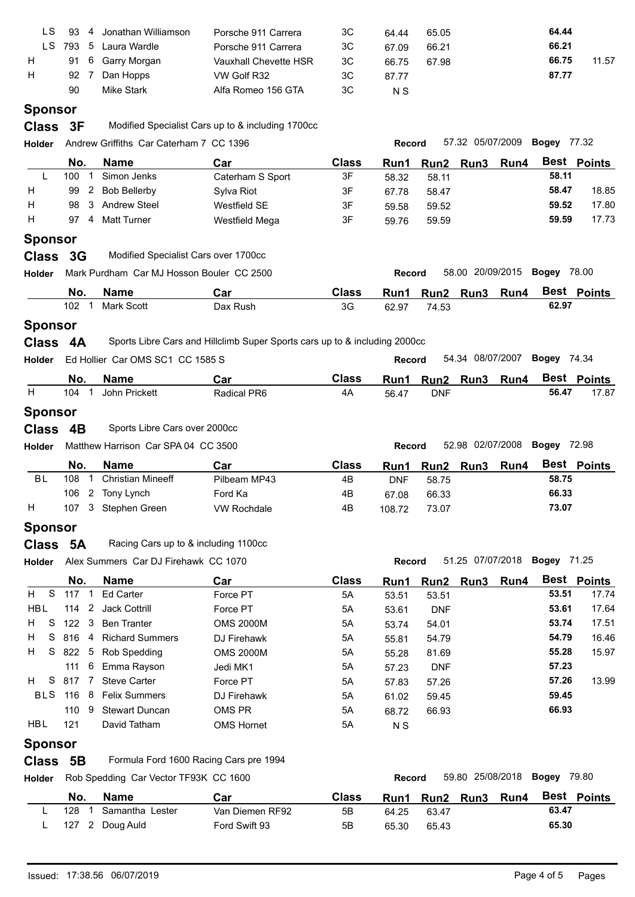| | No. | | Name | Car | Class | Run1 | Run2 | Run3 | Run4 | Best | Points |
|---|---|---|---|---|---|---|---|---|---|---|---|
| LS | 93 | 4 | Jonathan Williamson | Porsche 911 Carrera | 3C | 64.44 | 65.05 | | | 64.44 | |
| LS | 793 | 5 | Laura Wardle | Porsche 911 Carrera | 3C | 67.09 | 66.21 | | | 66.21 | |
| H | 91 | 6 | Garry Morgan | Vauxhall Chevette HSR | 3C | 66.75 | 67.98 | | | 66.75 | 11.57 |
| H | 92 | 7 | Dan Hopps | VW Golf R32 | 3C | 87.77 | | | | 87.77 | |
| | 90 | | Mike Stark | Alfa Romeo 156 GTA | 3C | N S | | | | | |

**Sponsor**

## Class 3F

Modified Specialist Cars up to & including 1700cc

**Holder** Andrew Griffiths Car Caterham 7 CC 1396 — **Record** 57.32 05/07/2009 **Bogey** 77.32

| | No. | | Name | Car | Class | Run1 | Run2 | Run3 | Run4 | Best | Points |
|---|---|---|---|---|---|---|---|---|---|---|---|
| L | 100 | 1 | Simon Jenks | Caterham S Sport | 3F | 58.32 | 58.11 | | | 58.11 | |
| H | 99 | 2 | Bob Bellerby | Sylva Riot | 3F | 67.78 | 58.47 | | | 58.47 | 18.85 |
| H | 98 | 3 | Andrew Steel | Westfield SE | 3F | 59.58 | 59.52 | | | 59.52 | 17.80 |
| H | 97 | 4 | Matt Turner | Westfield Mega | 3F | 59.76 | 59.59 | | | 59.59 | 17.73 |

**Sponsor**

## Class 3G

Modified Specialist Cars over 1700cc

**Holder** Mark Purdham Car MJ Hosson Bouler CC 2500 — **Record** 58.00 20/09/2015 **Bogey** 78.00

| | No. | | Name | Car | Class | Run1 | Run2 | Run3 | Run4 | Best | Points |
|---|---|---|---|---|---|---|---|---|---|---|---|
| | 102 | 1 | Mark Scott | Dax Rush | 3G | 62.97 | 74.53 | | | 62.97 | |

**Sponsor**

## Class 4A

Sports Libre Cars and Hillclimb Super Sports cars up to & including 2000cc

**Holder** Ed Hollier Car OMS SC1 CC 1585 S — **Record** 54.34 08/07/2007 **Bogey** 74.34

| | No. | | Name | Car | Class | Run1 | Run2 | Run3 | Run4 | Best | Points |
|---|---|---|---|---|---|---|---|---|---|---|---|
| H | 104 | 1 | John Prickett | Radical PR6 | 4A | 56.47 | DNF | | | 56.47 | 17.87 |

**Sponsor**

## Class 4B

Sports Libre Cars over 2000cc

**Holder** Matthew Harrison Car SPA 04 CC 3500 — **Record** 52.98 02/07/2008 **Bogey** 72.98

| | No. | | Name | Car | Class | Run1 | Run2 | Run3 | Run4 | Best | Points |
|---|---|---|---|---|---|---|---|---|---|---|---|
| BL | 108 | 1 | Christian Mineeff | Pilbeam MP43 | 4B | DNF | 58.75 | | | 58.75 | |
| | 106 | 2 | Tony Lynch | Ford Ka | 4B | 67.08 | 66.33 | | | 66.33 | |
| H | 107 | 3 | Stephen Green | VW Rochdale | 4B | 108.72 | 73.07 | | | 73.07 | |

**Sponsor**

## Class 5A

Racing Cars up to & including 1100cc

**Holder** Alex Summers Car DJ Firehawk CC 1070 — **Record** 51.25 07/07/2018 **Bogey** 71.25

| | No. | | Name | Car | Class | Run1 | Run2 | Run3 | Run4 | Best | Points |
|---|---|---|---|---|---|---|---|---|---|---|---|
| H S | 117 | 1 | Ed Carter | Force PT | 5A | 53.51 | 53.51 | | | 53.51 | 17.74 |
| HBL | 114 | 2 | Jack Cottrill | Force PT | 5A | 53.61 | DNF | | | 53.61 | 17.64 |
| H S | 122 | 3 | Ben Tranter | OMS 2000M | 5A | 53.74 | 54.01 | | | 53.74 | 17.51 |
| H S | 816 | 4 | Richard Summers | DJ Firehawk | 5A | 55.81 | 54.79 | | | 54.79 | 16.46 |
| H S | 822 | 5 | Rob Spedding | OMS 2000M | 5A | 55.28 | 81.69 | | | 55.28 | 15.97 |
| | 111 | 6 | Emma Rayson | Jedi MK1 | 5A | 57.23 | DNF | | | 57.23 | |
| H S | 817 | 7 | Steve Carter | Force PT | 5A | 57.83 | 57.26 | | | 57.26 | 13.99 |
| BLS | 116 | 8 | Felix Summers | DJ Firehawk | 5A | 61.02 | 59.45 | | | 59.45 | |
| | 110 | 9 | Stewart Duncan | OMS PR | 5A | 68.72 | 66.93 | | | 66.93 | |
| HBL | 121 | | David Tatham | OMS Hornet | 5A | N S | | | | | |

**Sponsor**

## Class 5B

Formula Ford 1600 Racing Cars pre 1994

**Holder** Rob Spedding Car Vector TF93K CC 1600 — **Record** 59.80 25/08/2018 **Bogey** 79.80

| | No. | | Name | Car | Class | Run1 | Run2 | Run3 | Run4 | Best | Points |
|---|---|---|---|---|---|---|---|---|---|---|---|
| L | 128 | 1 | Samantha Lester | Van Diemen RF92 | 5B | 64.25 | 63.47 | | | 63.47 | |
| L | 127 | 2 | Doug Auld | Ford Swift 93 | 5B | 65.30 | 65.43 | | | 65.30 | |

Issued: 17:38.56 06/07/2019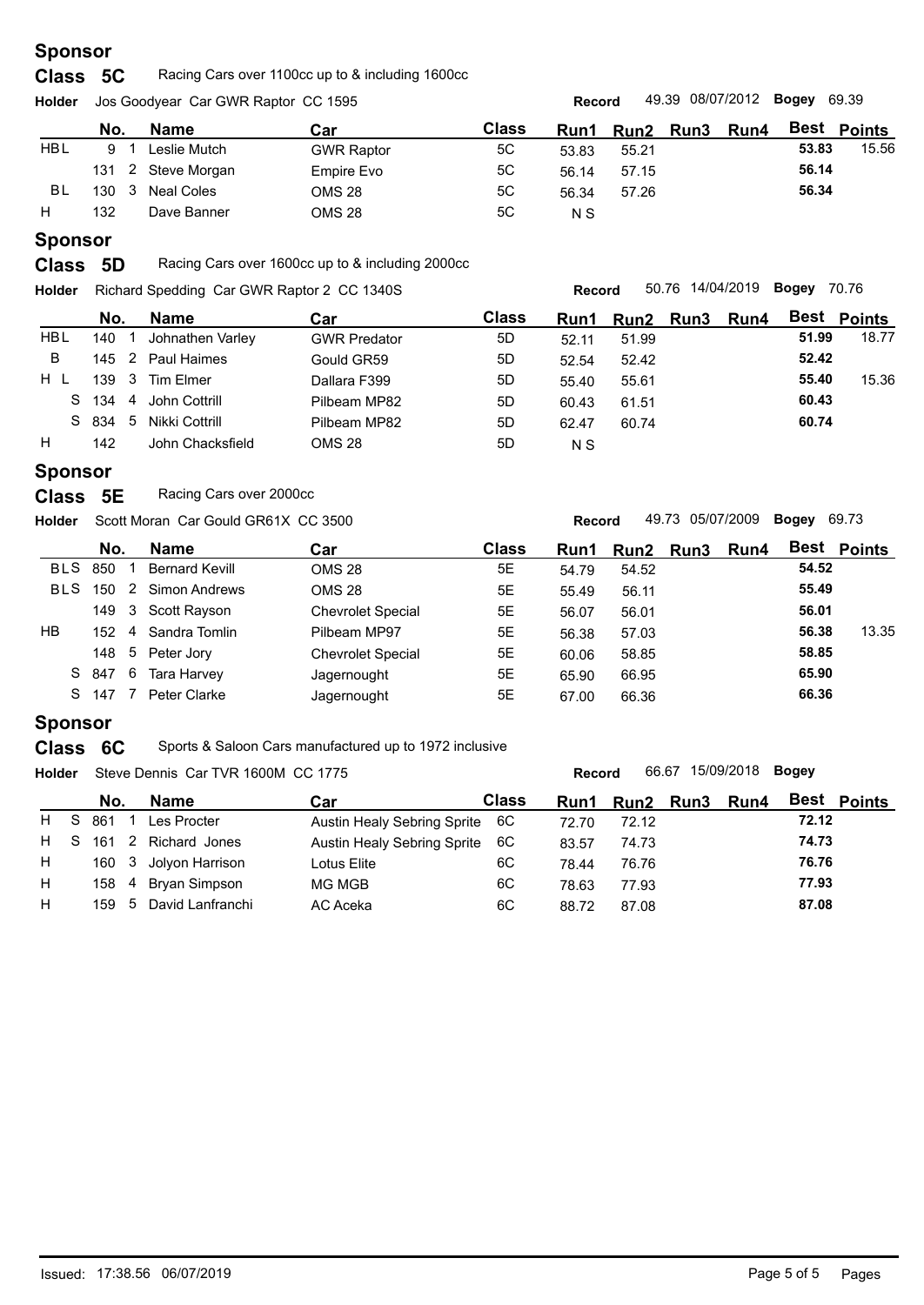## Sponsor

### Class 5C

Racing Cars over 1100cc up to & including 1600cc

**Holder** Jos Goodyear Car GWR Raptor CC 1595 — **Record** 49.39 08/07/2012 **Bogey** 69.39

| | No. | | Name | Car | Class | Run1 | Run2 | Run3 | Run4 | Best | Points |
|---|---|---|---|---|---|---|---|---|---|---|---|
| HBL | 9 | 1 | Leslie Mutch | GWR Raptor | 5C | 53.83 | 55.21 | | | **53.83** | 15.56 |
| | 131 | 2 | Steve Morgan | Empire Evo | 5C | 56.14 | 57.15 | | | **56.14** | |
| BL | 130 | 3 | Neal Coles | OMS 28 | 5C | 56.34 | 57.26 | | | **56.34** | |
| H | 132 | | Dave Banner | OMS 28 | 5C | N S | | | | | |

## Sponsor

### Class 5D

Racing Cars over 1600cc up to & including 2000cc

**Holder** Richard Spedding Car GWR Raptor 2 CC 1340S — **Record** 50.76 14/04/2019 **Bogey** 70.76

| | No. | | Name | Car | Class | Run1 | Run2 | Run3 | Run4 | Best | Points |
|---|---|---|---|---|---|---|---|---|---|---|---|
| HBL | 140 | 1 | Johnathen Varley | GWR Predator | 5D | 52.11 | 51.99 | | | **51.99** | 18.77 |
| B | 145 | 2 | Paul Haimes | Gould GR59 | 5D | 52.54 | 52.42 | | | **52.42** | |
| H L | 139 | 3 | Tim Elmer | Dallara F399 | 5D | 55.40 | 55.61 | | | **55.40** | 15.36 |
| S | 134 | 4 | John Cottrill | Pilbeam MP82 | 5D | 60.43 | 61.51 | | | **60.43** | |
| S | 834 | 5 | Nikki Cottrill | Pilbeam MP82 | 5D | 62.47 | 60.74 | | | **60.74** | |
| H | 142 | | John Chacksfield | OMS 28 | 5D | N S | | | | | |

## Sponsor

### Class 5E

Racing Cars over 2000cc

**Holder** Scott Moran Car Gould GR61X CC 3500 — **Record** 49.73 05/07/2009 **Bogey** 69.73

| | No. | | Name | Car | Class | Run1 | Run2 | Run3 | Run4 | Best | Points |
|---|---|---|---|---|---|---|---|---|---|---|---|
| BLS | 850 | 1 | Bernard Kevill | OMS 28 | 5E | 54.79 | 54.52 | | | **54.52** | |
| BLS | 150 | 2 | Simon Andrews | OMS 28 | 5E | 55.49 | 56.11 | | | **55.49** | |
| | 149 | 3 | Scott Rayson | Chevrolet Special | 5E | 56.07 | 56.01 | | | **56.01** | |
| HB | 152 | 4 | Sandra Tomlin | Pilbeam MP97 | 5E | 56.38 | 57.03 | | | **56.38** | 13.35 |
| | 148 | 5 | Peter Jory | Chevrolet Special | 5E | 60.06 | 58.85 | | | **58.85** | |
| S | 847 | 6 | Tara Harvey | Jagernought | 5E | 65.90 | 66.95 | | | **65.90** | |
| S | 147 | 7 | Peter Clarke | Jagernought | 5E | 67.00 | 66.36 | | | **66.36** | |

## Sponsor

### Class 6C

Sports & Saloon Cars manufactured up to 1972 inclusive

**Holder** Steve Dennis Car TVR 1600M CC 1775 — **Record** 66.67 15/09/2018 **Bogey**

| | No. | | Name | Car | Class | Run1 | Run2 | Run3 | Run4 | Best | Points |
|---|---|---|---|---|---|---|---|---|---|---|---|
| H S | 861 | 1 | Les Procter | Austin Healy Sebring Sprite | 6C | 72.70 | 72.12 | | | **72.12** | |
| H S | 161 | 2 | Richard Jones | Austin Healy Sebring Sprite | 6C | 83.57 | 74.73 | | | **74.73** | |
| H | 160 | 3 | Jolyon Harrison | Lotus Elite | 6C | 78.44 | 76.76 | | | **76.76** | |
| H | 158 | 4 | Bryan Simpson | MG MGB | 6C | 78.63 | 77.93 | | | **77.93** | |
| H | 159 | 5 | David Lanfranchi | AC Aceka | 6C | 88.72 | 87.08 | | | **87.08** | |

Issued: 17:38.56 06/07/2019